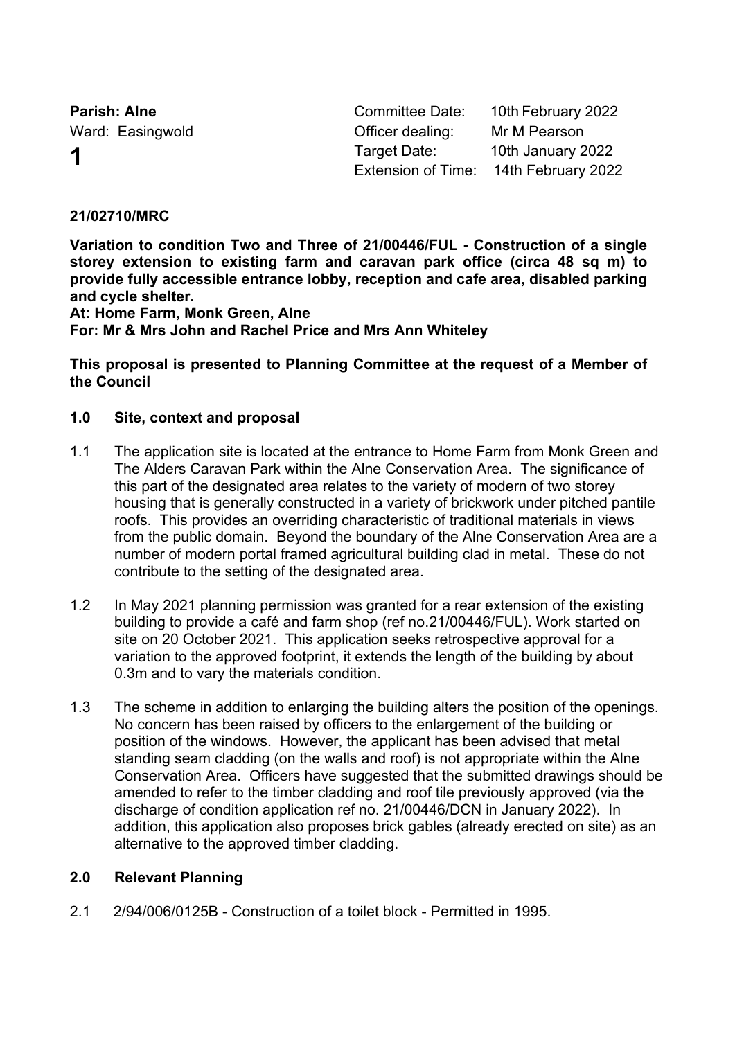**Parish: Alne**
Ward: Easingwold

**1**

| | |
|---|---|
| Committee Date: | 10th February 2022 |
| Officer dealing: | Mr M Pearson |
| Target Date: | 10th January 2022 |
| Extension of Time: | 14th February 2022 |

**21/02710/MRC**

**Variation to condition Two and Three of 21/00446/FUL - Construction of a single storey extension to existing farm and caravan park office (circa 48 sq m) to provide fully accessible entrance lobby, reception and cafe area, disabled parking and cycle shelter.**
**At: Home Farm, Monk Green, Alne**
**For: Mr & Mrs John and Rachel Price and Mrs Ann Whiteley**

**This proposal is presented to Planning Committee at the request of a Member of the Council**

## 1.0 Site, context and proposal

1.1 The application site is located at the entrance to Home Farm from Monk Green and The Alders Caravan Park within the Alne Conservation Area. The significance of this part of the designated area relates to the variety of modern of two storey housing that is generally constructed in a variety of brickwork under pitched pantile roofs. This provides an overriding characteristic of traditional materials in views from the public domain. Beyond the boundary of the Alne Conservation Area are a number of modern portal framed agricultural building clad in metal. These do not contribute to the setting of the designated area.

1.2 In May 2021 planning permission was granted for a rear extension of the existing building to provide a café and farm shop (ref no.21/00446/FUL). Work started on site on 20 October 2021. This application seeks retrospective approval for a variation to the approved footprint, it extends the length of the building by about 0.3m and to vary the materials condition.

1.3 The scheme in addition to enlarging the building alters the position of the openings. No concern has been raised by officers to the enlargement of the building or position of the windows. However, the applicant has been advised that metal standing seam cladding (on the walls and roof) is not appropriate within the Alne Conservation Area. Officers have suggested that the submitted drawings should be amended to refer to the timber cladding and roof tile previously approved (via the discharge of condition application ref no. 21/00446/DCN in January 2022). In addition, this application also proposes brick gables (already erected on site) as an alternative to the approved timber cladding.

## 2.0 Relevant Planning

2.1 2/94/006/0125B - Construction of a toilet block - Permitted in 1995.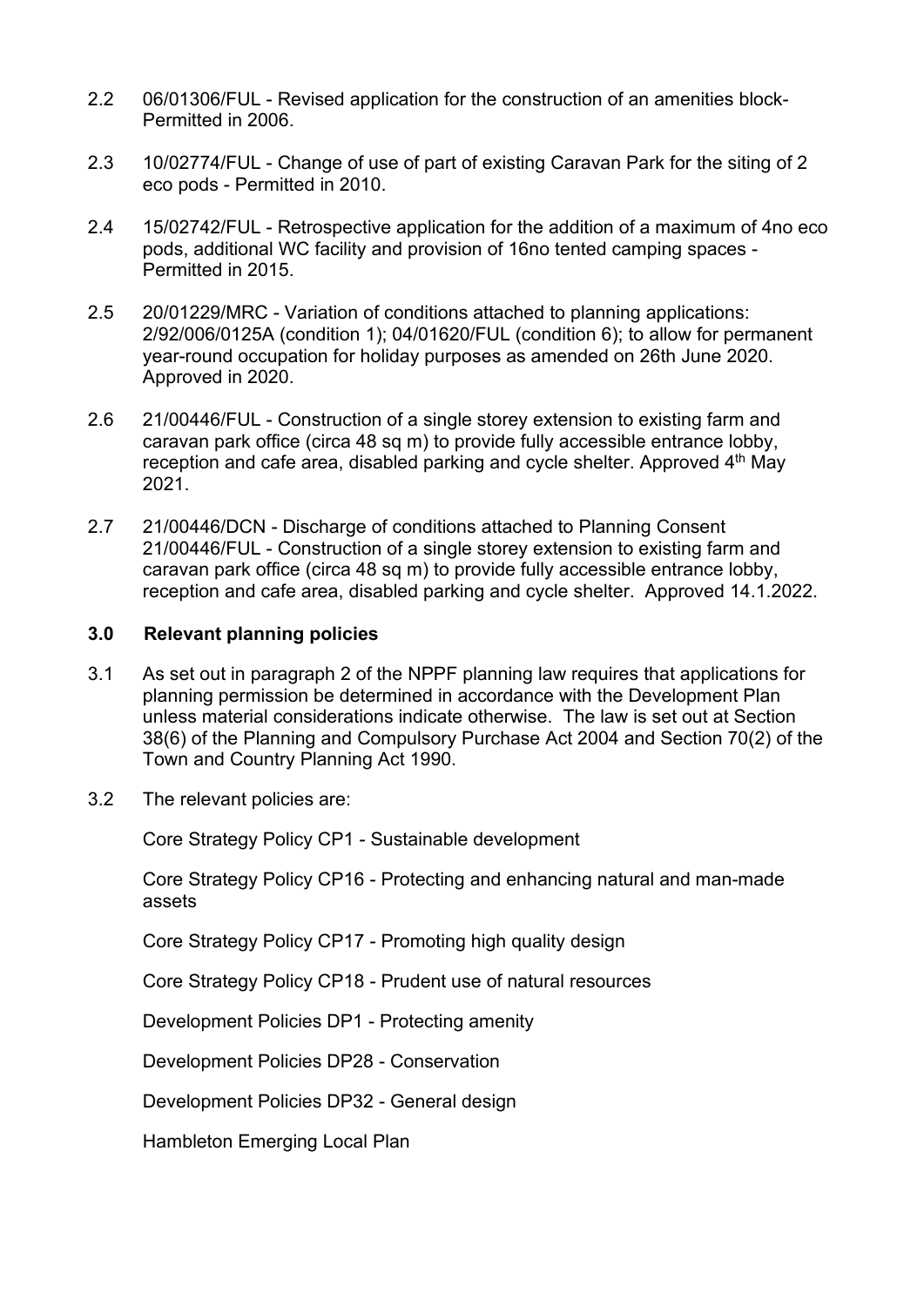2.2 06/01306/FUL - Revised application for the construction of an amenities block- Permitted in 2006.

2.3 10/02774/FUL - Change of use of part of existing Caravan Park for the siting of 2 eco pods - Permitted in 2010.

2.4 15/02742/FUL - Retrospective application for the addition of a maximum of 4no eco pods, additional WC facility and provision of 16no tented camping spaces - Permitted in 2015.

2.5 20/01229/MRC - Variation of conditions attached to planning applications: 2/92/006/0125A (condition 1); 04/01620/FUL (condition 6); to allow for permanent year-round occupation for holiday purposes as amended on 26th June 2020. Approved in 2020.

2.6 21/00446/FUL - Construction of a single storey extension to existing farm and caravan park office (circa 48 sq m) to provide fully accessible entrance lobby, reception and cafe area, disabled parking and cycle shelter. Approved 4th May 2021.

2.7 21/00446/DCN - Discharge of conditions attached to Planning Consent 21/00446/FUL - Construction of a single storey extension to existing farm and caravan park office (circa 48 sq m) to provide fully accessible entrance lobby, reception and cafe area, disabled parking and cycle shelter. Approved 14.1.2022.

## 3.0 Relevant planning policies

3.1 As set out in paragraph 2 of the NPPF planning law requires that applications for planning permission be determined in accordance with the Development Plan unless material considerations indicate otherwise. The law is set out at Section 38(6) of the Planning and Compulsory Purchase Act 2004 and Section 70(2) of the Town and Country Planning Act 1990.

3.2 The relevant policies are:

Core Strategy Policy CP1 - Sustainable development

Core Strategy Policy CP16 - Protecting and enhancing natural and man-made assets

Core Strategy Policy CP17 - Promoting high quality design

Core Strategy Policy CP18 - Prudent use of natural resources

Development Policies DP1 - Protecting amenity

Development Policies DP28 - Conservation

Development Policies DP32 - General design

Hambleton Emerging Local Plan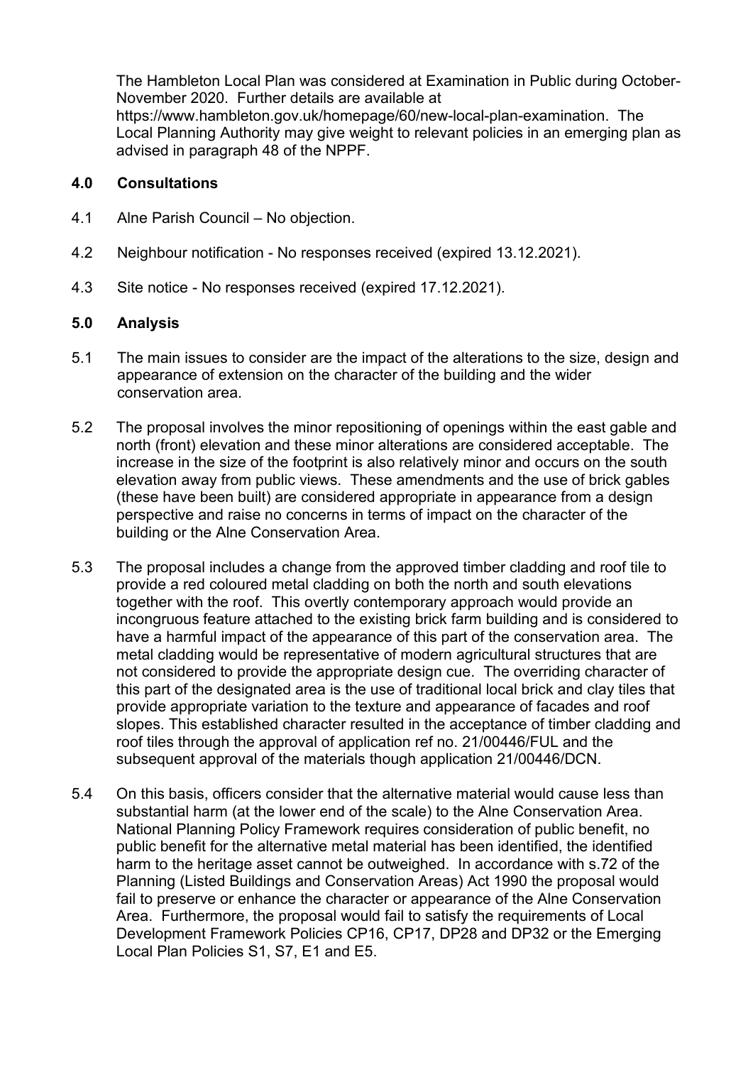The Hambleton Local Plan was considered at Examination in Public during October-November 2020. Further details are available at https://www.hambleton.gov.uk/homepage/60/new-local-plan-examination. The Local Planning Authority may give weight to relevant policies in an emerging plan as advised in paragraph 48 of the NPPF.

## 4.0 Consultations

4.1 Alne Parish Council – No objection.

4.2 Neighbour notification - No responses received (expired 13.12.2021).

4.3 Site notice - No responses received (expired 17.12.2021).

## 5.0 Analysis

5.1 The main issues to consider are the impact of the alterations to the size, design and appearance of extension on the character of the building and the wider conservation area.

5.2 The proposal involves the minor repositioning of openings within the east gable and north (front) elevation and these minor alterations are considered acceptable. The increase in the size of the footprint is also relatively minor and occurs on the south elevation away from public views. These amendments and the use of brick gables (these have been built) are considered appropriate in appearance from a design perspective and raise no concerns in terms of impact on the character of the building or the Alne Conservation Area.

5.3 The proposal includes a change from the approved timber cladding and roof tile to provide a red coloured metal cladding on both the north and south elevations together with the roof. This overtly contemporary approach would provide an incongruous feature attached to the existing brick farm building and is considered to have a harmful impact of the appearance of this part of the conservation area. The metal cladding would be representative of modern agricultural structures that are not considered to provide the appropriate design cue. The overriding character of this part of the designated area is the use of traditional local brick and clay tiles that provide appropriate variation to the texture and appearance of facades and roof slopes. This established character resulted in the acceptance of timber cladding and roof tiles through the approval of application ref no. 21/00446/FUL and the subsequent approval of the materials though application 21/00446/DCN.

5.4 On this basis, officers consider that the alternative material would cause less than substantial harm (at the lower end of the scale) to the Alne Conservation Area. National Planning Policy Framework requires consideration of public benefit, no public benefit for the alternative metal material has been identified, the identified harm to the heritage asset cannot be outweighed. In accordance with s.72 of the Planning (Listed Buildings and Conservation Areas) Act 1990 the proposal would fail to preserve or enhance the character or appearance of the Alne Conservation Area. Furthermore, the proposal would fail to satisfy the requirements of Local Development Framework Policies CP16, CP17, DP28 and DP32 or the Emerging Local Plan Policies S1, S7, E1 and E5.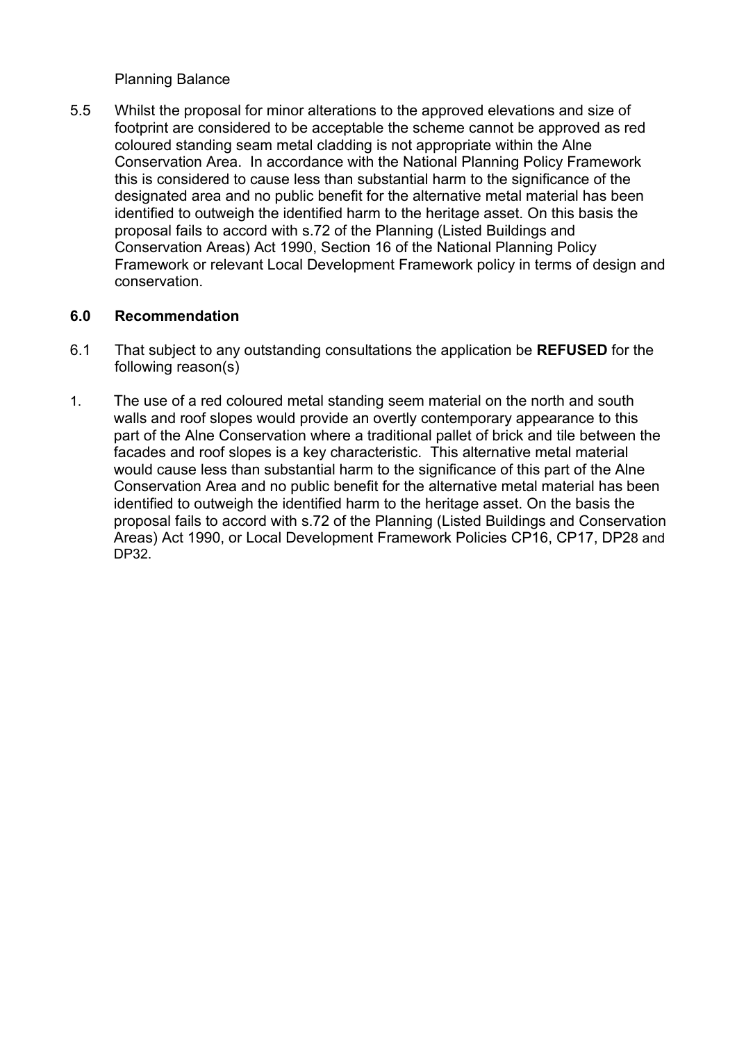Planning Balance

5.5 Whilst the proposal for minor alterations to the approved elevations and size of footprint are considered to be acceptable the scheme cannot be approved as red coloured standing seam metal cladding is not appropriate within the Alne Conservation Area. In accordance with the National Planning Policy Framework this is considered to cause less than substantial harm to the significance of the designated area and no public benefit for the alternative metal material has been identified to outweigh the identified harm to the heritage asset. On this basis the proposal fails to accord with s.72 of the Planning (Listed Buildings and Conservation Areas) Act 1990, Section 16 of the National Planning Policy Framework or relevant Local Development Framework policy in terms of design and conservation.

## 6.0 Recommendation

6.1 That subject to any outstanding consultations the application be **REFUSED** for the following reason(s)

1. The use of a red coloured metal standing seem material on the north and south walls and roof slopes would provide an overtly contemporary appearance to this part of the Alne Conservation where a traditional pallet of brick and tile between the facades and roof slopes is a key characteristic. This alternative metal material would cause less than substantial harm to the significance of this part of the Alne Conservation Area and no public benefit for the alternative metal material has been identified to outweigh the identified harm to the heritage asset. On the basis the proposal fails to accord with s.72 of the Planning (Listed Buildings and Conservation Areas) Act 1990, or Local Development Framework Policies CP16, CP17, DP28 and DP32.